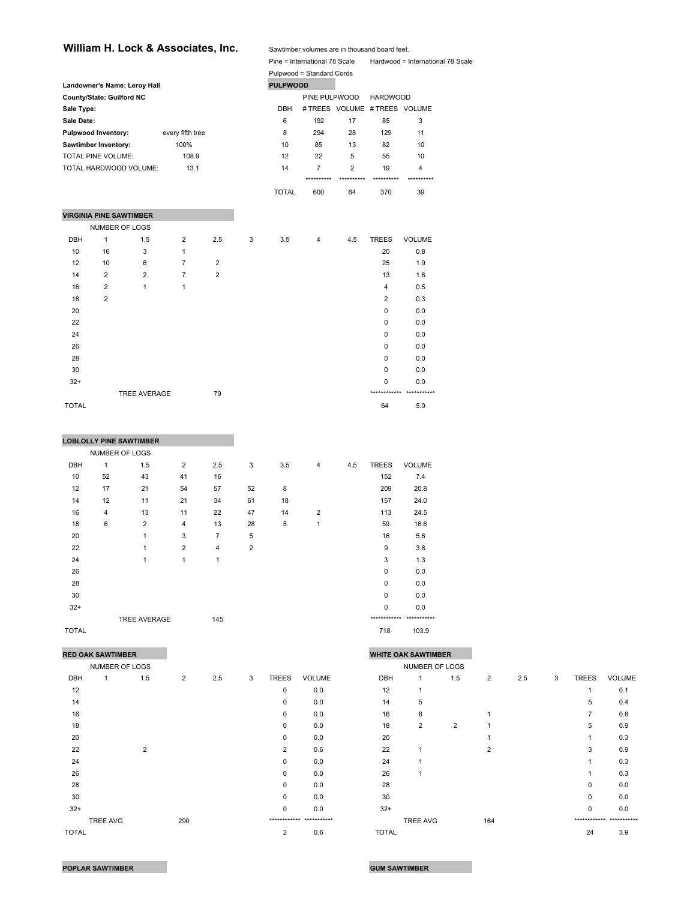## William H. Lock & Associates, Inc.

Sawtimber volumes are in thousand board feet.

Pine = International 78 Scale    Hardwood = International 78 Scale

Pulpwood = Standard Cords

**Landowner's Name: Leroy Hall**
**County/State: Guilford NC**
**Sale Type:**
**Sale Date:**

| | |
|---|---|
| **Pulpwood Inventory:** | every fifth tree |
| **Sawtimber Inventory:** | 100% |
| TOTAL PINE VOLUME: | 108.9 |
| TOTAL HARDWOOD VOLUME: | 13.1 |

### PULPWOOD

| | PINE PULPWOOD | | HARDWOOD | |
|---|---|---|---|---|
| DBH | # TREES | VOLUME | # TREES | VOLUME |
| 6 | 192 | 17 | 85 | 3 |
| 8 | 294 | 28 | 129 | 11 |
| 10 | 85 | 13 | 82 | 10 |
| 12 | 22 | 5 | 55 | 10 |
| 14 | 7 | 2 | 19 | 4 |
| | ********** | ********** | ********** | ********** |
| TOTAL | 600 | 64 | 370 | 39 |

### VIRGINIA PINE SAWTIMBER

| | NUMBER OF LOGS | | | | | | | | | |
|---|---|---|---|---|---|---|---|---|---|---|
| DBH | 1 | 1.5 | 2 | 2.5 | 3 | 3.5 | 4 | 4.5 | TREES | VOLUME |
| 10 | 16 | 3 | 1 | | | | | | 20 | 0.8 |
| 12 | 10 | 6 | 7 | 2 | | | | | 25 | 1.9 |
| 14 | 2 | 2 | 7 | 2 | | | | | 13 | 1.6 |
| 16 | 2 | 1 | 1 | | | | | | 4 | 0.5 |
| 18 | 2 | | | | | | | | 2 | 0.3 |
| 20 | | | | | | | | | 0 | 0.0 |
| 22 | | | | | | | | | 0 | 0.0 |
| 24 | | | | | | | | | 0 | 0.0 |
| 26 | | | | | | | | | 0 | 0.0 |
| 28 | | | | | | | | | 0 | 0.0 |
| 30 | | | | | | | | | 0 | 0.0 |
| 32+ | | | | | | | | | 0 | 0.0 |
| | | TREE AVERAGE | | 79 | | | | | ************ | *********** |
| TOTAL | | | | | | | | | 64 | 5.0 |

### LOBLOLLY PINE SAWTIMBER

| | NUMBER OF LOGS | | | | | | | | | |
|---|---|---|---|---|---|---|---|---|---|---|
| DBH | 1 | 1.5 | 2 | 2.5 | 3 | 3.5 | 4 | 4.5 | TREES | VOLUME |
| 10 | 52 | 43 | 41 | 16 | | | | | 152 | 7.4 |
| 12 | 17 | 21 | 54 | 57 | 52 | 8 | | | 209 | 20.8 |
| 14 | 12 | 11 | 21 | 34 | 61 | 18 | | | 157 | 24.0 |
| 16 | 4 | 13 | 11 | 22 | 47 | 14 | 2 | | 113 | 24.5 |
| 18 | 6 | 2 | 4 | 13 | 28 | 5 | 1 | | 59 | 16.6 |
| 20 | | 1 | 3 | 7 | 5 | | | | 16 | 5.6 |
| 22 | | 1 | 2 | 4 | 2 | | | | 9 | 3.8 |
| 24 | | 1 | 1 | 1 | | | | | 3 | 1.3 |
| 26 | | | | | | | | | 0 | 0.0 |
| 28 | | | | | | | | | 0 | 0.0 |
| 30 | | | | | | | | | 0 | 0.0 |
| 32+ | | | | | | | | | 0 | 0.0 |
| | | TREE AVERAGE | | 145 | | | | | ************ | *********** |
| TOTAL | | | | | | | | | 718 | 103.9 |

### RED OAK SAWTIMBER

| | NUMBER OF LOGS | | | | | | |
|---|---|---|---|---|---|---|---|
| DBH | 1 | 1.5 | 2 | 2.5 | 3 | TREES | VOLUME |
| 12 | | | | | | 0 | 0.0 |
| 14 | | | | | | 0 | 0.0 |
| 16 | | | | | | 0 | 0.0 |
| 18 | | | | | | 0 | 0.0 |
| 20 | | | | | | 0 | 0.0 |
| 22 | | 2 | | | | 2 | 0.6 |
| 24 | | | | | | 0 | 0.0 |
| 26 | | | | | | 0 | 0.0 |
| 28 | | | | | | 0 | 0.0 |
| 30 | | | | | | 0 | 0.0 |
| 32+ | | | | | | 0 | 0.0 |
| | TREE AVG | | 290 | | | ************ | *********** |
| TOTAL | | | | | | 2 | 0.6 |

### WHITE OAK SAWTIMBER

| | NUMBER OF LOGS | | | | | | |
|---|---|---|---|---|---|---|---|
| DBH | 1 | 1.5 | 2 | 2.5 | 3 | TREES | VOLUME |
| 12 | 1 | | | | | 1 | 0.1 |
| 14 | 5 | | | | | 5 | 0.4 |
| 16 | 6 | | 1 | | | 7 | 0.8 |
| 18 | 2 | 2 | 1 | | | 5 | 0.9 |
| 20 | | | 1 | | | 1 | 0.3 |
| 22 | 1 | | 2 | | | 3 | 0.9 |
| 24 | 1 | | | | | 1 | 0.3 |
| 26 | 1 | | | | | 1 | 0.3 |
| 28 | | | | | | 0 | 0.0 |
| 30 | | | | | | 0 | 0.0 |
| 32+ | | | | | | 0 | 0.0 |
| | TREE AVG | | 164 | | | ************ | *********** |
| TOTAL | | | | | | 24 | 3.9 |

### POPLAR SAWTIMBER

### GUM SAWTIMBER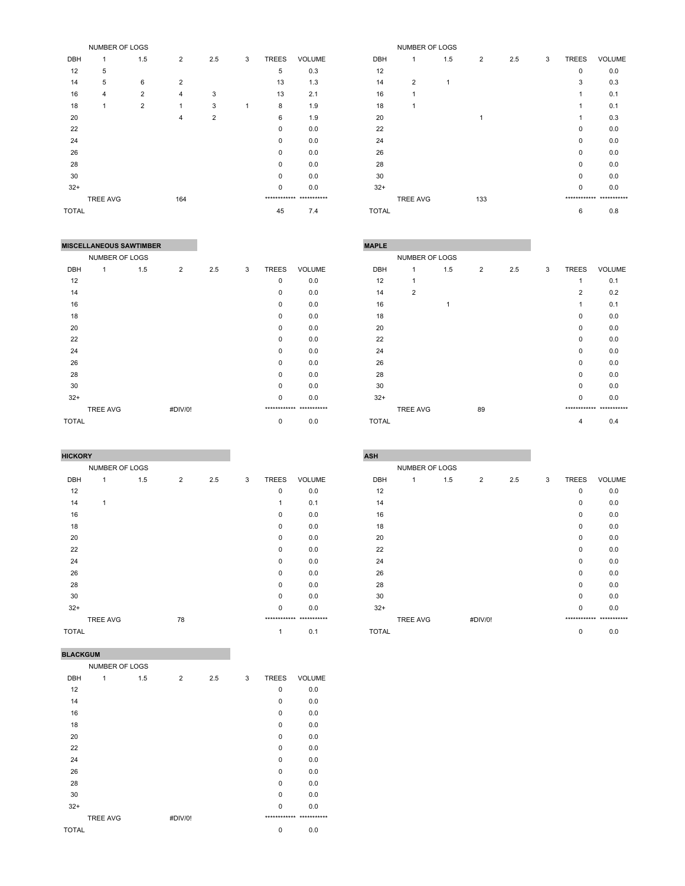| | NUMBER OF LOGS | | | | | | |
|---|---|---|---|---|---|---|---|
| DBH | 1 | 1.5 | 2 | 2.5 | 3 | TREES | VOLUME |
| 12 | 5 | | | | | 5 | 0.3 |
| 14 | 5 | 6 | 2 | | | 13 | 1.3 |
| 16 | 4 | 2 | 4 | 3 | | 13 | 2.1 |
| 18 | 1 | 2 | 1 | 3 | 1 | 8 | 1.9 |
| 20 | | | 4 | 2 | | 6 | 1.9 |
| 22 | | | | | | 0 | 0.0 |
| 24 | | | | | | 0 | 0.0 |
| 26 | | | | | | 0 | 0.0 |
| 28 | | | | | | 0 | 0.0 |
| 30 | | | | | | 0 | 0.0 |
| 32+ | | | | | | 0 | 0.0 |
| | TREE AVG | | 164 | | | ************ | *********** |
| TOTAL | | | | | | 45 | 7.4 |

| | NUMBER OF LOGS | | | | | | |
|---|---|---|---|---|---|---|---|
| DBH | 1 | 1.5 | 2 | 2.5 | 3 | TREES | VOLUME |
| 12 | | | | | | 0 | 0.0 |
| 14 | 2 | 1 | | | | 3 | 0.3 |
| 16 | 1 | | | | | 1 | 0.1 |
| 18 | 1 | | | | | 1 | 0.1 |
| 20 | | | 1 | | | 1 | 0.3 |
| 22 | | | | | | 0 | 0.0 |
| 24 | | | | | | 0 | 0.0 |
| 26 | | | | | | 0 | 0.0 |
| 28 | | | | | | 0 | 0.0 |
| 30 | | | | | | 0 | 0.0 |
| 32+ | | | | | | 0 | 0.0 |
| | TREE AVG | | 133 | | | ************ | *********** |
| TOTAL | | | | | | 6 | 0.8 |

**MISCELLANEOUS SAWTIMBER**

| | NUMBER OF LOGS | | | | | | |
|---|---|---|---|---|---|---|---|
| DBH | 1 | 1.5 | 2 | 2.5 | 3 | TREES | VOLUME |
| 12 | | | | | | 0 | 0.0 |
| 14 | | | | | | 0 | 0.0 |
| 16 | | | | | | 0 | 0.0 |
| 18 | | | | | | 0 | 0.0 |
| 20 | | | | | | 0 | 0.0 |
| 22 | | | | | | 0 | 0.0 |
| 24 | | | | | | 0 | 0.0 |
| 26 | | | | | | 0 | 0.0 |
| 28 | | | | | | 0 | 0.0 |
| 30 | | | | | | 0 | 0.0 |
| 32+ | | | | | | 0 | 0.0 |
| | TREE AVG | | #DIV/0! | | | ************ | *********** |
| TOTAL | | | | | | 0 | 0.0 |

**MAPLE**

| | NUMBER OF LOGS | | | | | | |
|---|---|---|---|---|---|---|---|
| DBH | 1 | 1.5 | 2 | 2.5 | 3 | TREES | VOLUME |
| 12 | 1 | | | | | 1 | 0.1 |
| 14 | 2 | | | | | 2 | 0.2 |
| 16 | | 1 | | | | 1 | 0.1 |
| 18 | | | | | | 0 | 0.0 |
| 20 | | | | | | 0 | 0.0 |
| 22 | | | | | | 0 | 0.0 |
| 24 | | | | | | 0 | 0.0 |
| 26 | | | | | | 0 | 0.0 |
| 28 | | | | | | 0 | 0.0 |
| 30 | | | | | | 0 | 0.0 |
| 32+ | | | | | | 0 | 0.0 |
| | TREE AVG | | 89 | | | ************ | *********** |
| TOTAL | | | | | | 4 | 0.4 |

**HICKORY**

| | NUMBER OF LOGS | | | | | | |
|---|---|---|---|---|---|---|---|
| DBH | 1 | 1.5 | 2 | 2.5 | 3 | TREES | VOLUME |
| 12 | | | | | | 0 | 0.0 |
| 14 | 1 | | | | | 1 | 0.1 |
| 16 | | | | | | 0 | 0.0 |
| 18 | | | | | | 0 | 0.0 |
| 20 | | | | | | 0 | 0.0 |
| 22 | | | | | | 0 | 0.0 |
| 24 | | | | | | 0 | 0.0 |
| 26 | | | | | | 0 | 0.0 |
| 28 | | | | | | 0 | 0.0 |
| 30 | | | | | | 0 | 0.0 |
| 32+ | | | | | | 0 | 0.0 |
| | TREE AVG | | 78 | | | ************ | *********** |
| TOTAL | | | | | | 1 | 0.1 |

**ASH**

| | NUMBER OF LOGS | | | | | | |
|---|---|---|---|---|---|---|---|
| DBH | 1 | 1.5 | 2 | 2.5 | 3 | TREES | VOLUME |
| 12 | | | | | | 0 | 0.0 |
| 14 | | | | | | 0 | 0.0 |
| 16 | | | | | | 0 | 0.0 |
| 18 | | | | | | 0 | 0.0 |
| 20 | | | | | | 0 | 0.0 |
| 22 | | | | | | 0 | 0.0 |
| 24 | | | | | | 0 | 0.0 |
| 26 | | | | | | 0 | 0.0 |
| 28 | | | | | | 0 | 0.0 |
| 30 | | | | | | 0 | 0.0 |
| 32+ | | | | | | 0 | 0.0 |
| | TREE AVG | | #DIV/0! | | | ************ | *********** |
| TOTAL | | | | | | 0 | 0.0 |

**BLACKGUM**

| | NUMBER OF LOGS | | | | | | |
|---|---|---|---|---|---|---|---|
| DBH | 1 | 1.5 | 2 | 2.5 | 3 | TREES | VOLUME |
| 12 | | | | | | 0 | 0.0 |
| 14 | | | | | | 0 | 0.0 |
| 16 | | | | | | 0 | 0.0 |
| 18 | | | | | | 0 | 0.0 |
| 20 | | | | | | 0 | 0.0 |
| 22 | | | | | | 0 | 0.0 |
| 24 | | | | | | 0 | 0.0 |
| 26 | | | | | | 0 | 0.0 |
| 28 | | | | | | 0 | 0.0 |
| 30 | | | | | | 0 | 0.0 |
| 32+ | | | | | | 0 | 0.0 |
| | TREE AVG | | #DIV/0! | | | ************ | *********** |
| TOTAL | | | | | | 0 | 0.0 |